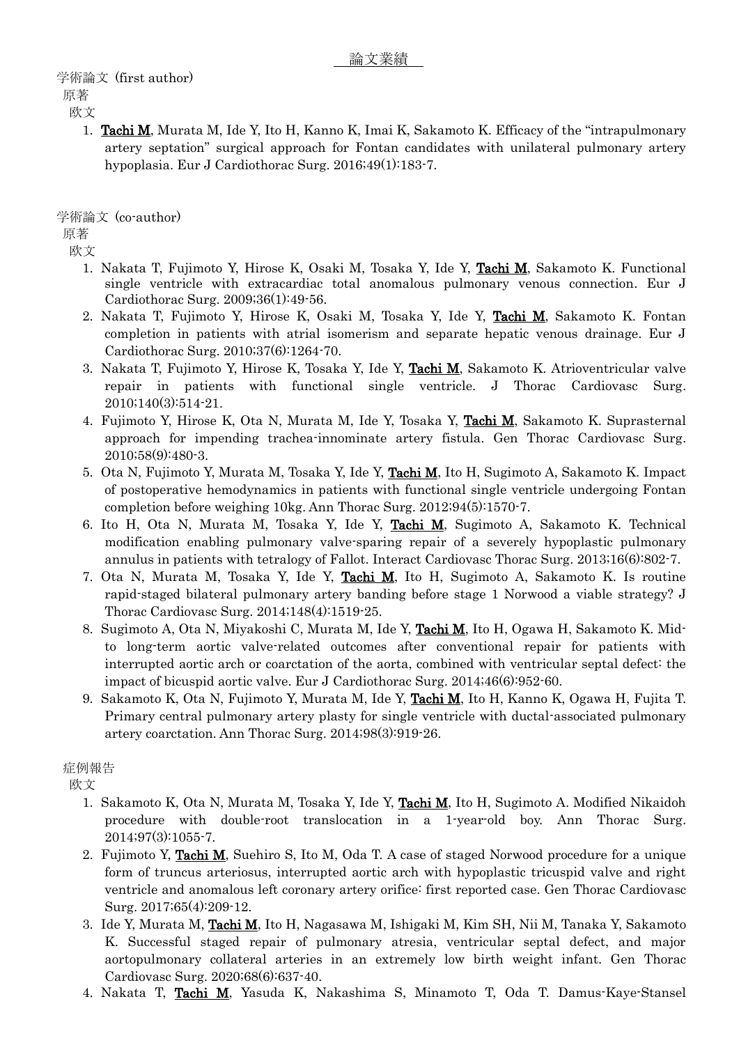# 論文業績

学術論文（first author）

原著

欧文

1. **Tachi M**, Murata M, Ide Y, Ito H, Kanno K, Imai K, Sakamoto K. Efficacy of the "intrapulmonary artery septation" surgical approach for Fontan candidates with unilateral pulmonary artery hypoplasia. Eur J Cardiothorac Surg. 2016;49(1):183-7.

学術論文（co-author）

原著

欧文

1. Nakata T, Fujimoto Y, Hirose K, Osaki M, Tosaka Y, Ide Y, **Tachi M**, Sakamoto K. Functional single ventricle with extracardiac total anomalous pulmonary venous connection. Eur J Cardiothorac Surg. 2009;36(1):49-56.
2. Nakata T, Fujimoto Y, Hirose K, Osaki M, Tosaka Y, Ide Y, **Tachi M**, Sakamoto K. Fontan completion in patients with atrial isomerism and separate hepatic venous drainage. Eur J Cardiothorac Surg. 2010;37(6):1264-70.
3. Nakata T, Fujimoto Y, Hirose K, Tosaka Y, Ide Y, **Tachi M**, Sakamoto K. Atrioventricular valve repair in patients with functional single ventricle. J Thorac Cardiovasc Surg. 2010;140(3):514-21.
4. Fujimoto Y, Hirose K, Ota N, Murata M, Ide Y, Tosaka Y, **Tachi M**, Sakamoto K. Suprasternal approach for impending trachea-innominate artery fistula. Gen Thorac Cardiovasc Surg. 2010;58(9):480-3.
5. Ota N, Fujimoto Y, Murata M, Tosaka Y, Ide Y, **Tachi M**, Ito H, Sugimoto A, Sakamoto K. Impact of postoperative hemodynamics in patients with functional single ventricle undergoing Fontan completion before weighing 10kg. Ann Thorac Surg. 2012;94(5):1570-7.
6. Ito H, Ota N, Murata M, Tosaka Y, Ide Y, **Tachi M**, Sugimoto A, Sakamoto K. Technical modification enabling pulmonary valve-sparing repair of a severely hypoplastic pulmonary annulus in patients with tetralogy of Fallot. Interact Cardiovasc Thorac Surg. 2013;16(6):802-7.
7. Ota N, Murata M, Tosaka Y, Ide Y, **Tachi M**, Ito H, Sugimoto A, Sakamoto K. Is routine rapid-staged bilateral pulmonary artery banding before stage 1 Norwood a viable strategy? J Thorac Cardiovasc Surg. 2014;148(4):1519-25.
8. Sugimoto A, Ota N, Miyakoshi C, Murata M, Ide Y, **Tachi M**, Ito H, Ogawa H, Sakamoto K. Mid- to long-term aortic valve-related outcomes after conventional repair for patients with interrupted aortic arch or coarctation of the aorta, combined with ventricular septal defect: the impact of bicuspid aortic valve. Eur J Cardiothorac Surg. 2014;46(6):952-60.
9. Sakamoto K, Ota N, Fujimoto Y, Murata M, Ide Y, **Tachi M**, Ito H, Kanno K, Ogawa H, Fujita T. Primary central pulmonary artery plasty for single ventricle with ductal-associated pulmonary artery coarctation. Ann Thorac Surg. 2014;98(3):919-26.

症例報告

欧文

1. Sakamoto K, Ota N, Murata M, Tosaka Y, Ide Y, **Tachi M**, Ito H, Sugimoto A. Modified Nikaidoh procedure with double-root translocation in a 1-year-old boy. Ann Thorac Surg. 2014;97(3):1055-7.
2. Fujimoto Y, **Tachi M**, Suehiro S, Ito M, Oda T. A case of staged Norwood procedure for a unique form of truncus arteriosus, interrupted aortic arch with hypoplastic tricuspid valve and right ventricle and anomalous left coronary artery orifice: first reported case. Gen Thorac Cardiovasc Surg. 2017;65(4):209-12.
3. Ide Y, Murata M, **Tachi M**, Ito H, Nagasawa M, Ishigaki M, Kim SH, Nii M, Tanaka Y, Sakamoto K. Successful staged repair of pulmonary atresia, ventricular septal defect, and major aortopulmonary collateral arteries in an extremely low birth weight infant. Gen Thorac Cardiovasc Surg. 2020;68(6):637-40.
4. Nakata T, **Tachi M**, Yasuda K, Nakashima S, Minamoto T, Oda T. Damus-Kaye-Stansel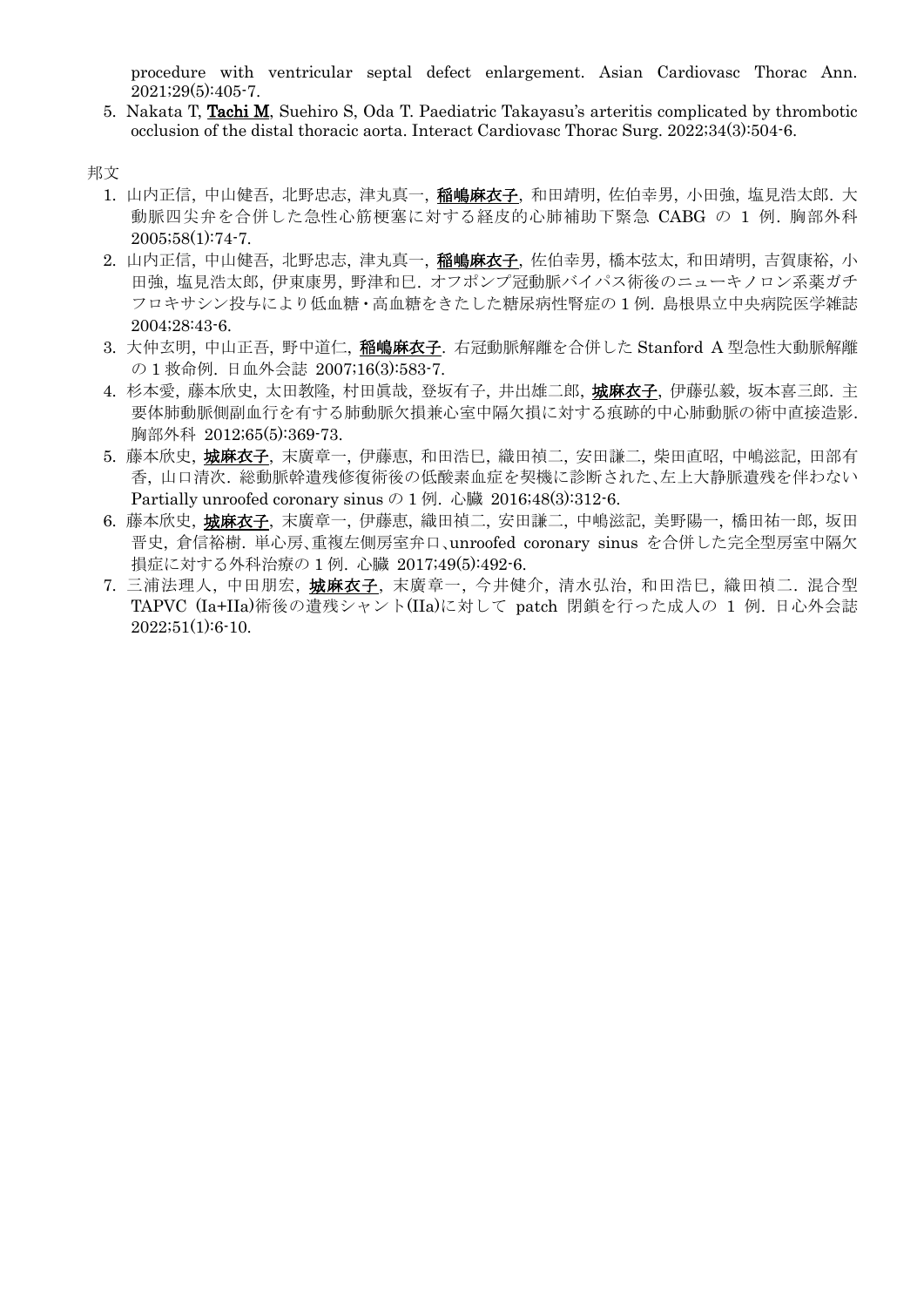procedure with ventricular septal defect enlargement. Asian Cardiovasc Thorac Ann. 2021;29(5):405-7.

5. Nakata T, **Tachi M**, Suehiro S, Oda T. Paediatric Takayasu's arteritis complicated by thrombotic occlusion of the distal thoracic aorta. Interact Cardiovasc Thorac Surg. 2022;34(3):504-6.

邦文

1. 山内正信, 中山健吾, 北野忠志, 津丸真一, **稲嶋麻衣子**, 和田靖明, 佐伯幸男, 小田強, 塩見浩太郎. 大動脈四尖弁を合併した急性心筋梗塞に対する経皮的心肺補助下緊急 CABG の 1 例. 胸部外科 2005;58(1):74-7.
2. 山内正信, 中山健吾, 北野忠志, 津丸真一, **稲嶋麻衣子**, 佐伯幸男, 橋本弦太, 和田靖明, 吉賀康裕, 小田強, 塩見浩太郎, 伊東康男, 野津和巳. オフポンプ冠動脈バイパス術後のニューキノロン系薬ガチフロキサシン投与により低血糖・高血糖をきたした糖尿病性腎症の 1 例. 島根県立中央病院医学雑誌 2004;28:43-6.
3. 大仲玄明, 中山正吾, 野中道仁, **稲嶋麻衣子**. 右冠動脈解離を合併した Stanford A 型急性大動脈解離の 1 救命例. 日血外会誌 2007;16(3):583-7.
4. 杉本愛, 藤本欣史, 太田教隆, 村田眞哉, 登坂有子, 井出雄二郎, **城麻衣子**, 伊藤弘毅, 坂本喜三郎. 主要体肺動脈側副血行を有する肺動脈欠損兼心室中隔欠損に対する痕跡的中心肺動脈の術中直接造影. 胸部外科 2012;65(5):369-73.
5. 藤本欣史, **城麻衣子**, 末廣章一, 伊藤恵, 和田浩巳, 織田禎二, 安田謙二, 柴田直昭, 中嶋滋記, 田部有香, 山口清次. 総動脈幹遺残修復術後の低酸素血症を契機に診断された､左上大静脈遺残を伴わない Partially unroofed coronary sinus の 1 例. 心臓 2016;48(3):312-6.
6. 藤本欣史, **城麻衣子**, 末廣章一, 伊藤恵, 織田禎二, 安田謙二, 中嶋滋記, 美野陽一, 橋田祐一郎, 坂田晋史, 倉信裕樹. 単心房､重複左側房室弁口､unroofed coronary sinus を合併した完全型房室中隔欠損症に対する外科治療の 1 例. 心臓 2017;49(5):492-6.
7. 三浦法理人, 中田朋宏, **城麻衣子**, 末廣章一, 今井健介, 清水弘治, 和田浩巳, 織田禎二. 混合型 TAPVC (Ia+IIa)術後の遺残シャント(IIa)に対して patch 閉鎖を行った成人の 1 例. 日心外会誌 2022;51(1):6-10.